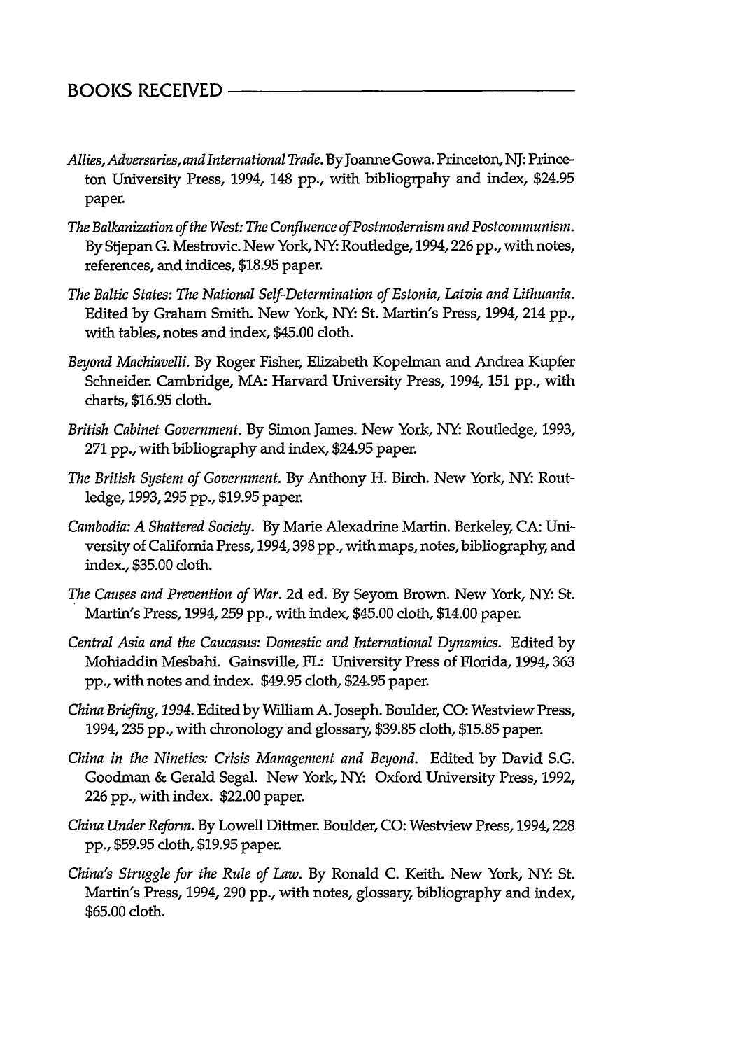## BOOKS RECEIVED

*Allies, Adversaries, and International Trade.* By Joanne Gowa. Princeton, NJ: Princeton University Press, 1994, 148 pp., with bibliogrpahy and index, $24.95 paper.

*The Balkanization of the West: The Confluence of Postmodernism and Postcommunism.* By Stjepan G. Mestrovic. New York, NY: Routledge, 1994, 226 pp., with notes, references, and indices, $18.95 paper.

*The Baltic States: The National Self-Determination of Estonia, Latvia and Lithuania.* Edited by Graham Smith. New York, NY: St. Martin's Press, 1994, 214 pp., with tables, notes and index, $45.00 cloth.

*Beyond Machiavelli.* By Roger Fisher, Elizabeth Kopelman and Andrea Kupfer Schneider. Cambridge, MA: Harvard University Press, 1994, 151 pp., with charts, $16.95 cloth.

*British Cabinet Government.* By Simon James. New York, NY: Routledge, 1993, 271 pp., with bibliography and index, $24.95 paper.

*The British System of Government.* By Anthony H. Birch. New York, NY: Routledge, 1993, 295 pp., $19.95 paper.

*Cambodia: A Shattered Society.* By Marie Alexadrine Martin. Berkeley, CA: University of California Press, 1994, 398 pp., with maps, notes, bibliography, and index., $35.00 cloth.

*The Causes and Prevention of War.* 2d ed. By Seyom Brown. New York, NY: St. Martin's Press, 1994, 259 pp., with index, $45.00 cloth, $14.00 paper.

*Central Asia and the Caucasus: Domestic and International Dynamics.* Edited by Mohiaddin Mesbahi. Gainsville, FL: University Press of Florida, 1994, 363 pp., with notes and index. $49.95 cloth, $24.95 paper.

*China Briefing, 1994.* Edited by William A. Joseph. Boulder, CO: Westview Press, 1994, 235 pp., with chronology and glossary, $39.85 cloth, $15.85 paper.

*China in the Nineties: Crisis Management and Beyond.* Edited by David S.G. Goodman & Gerald Segal. New York, NY: Oxford University Press, 1992, 226 pp., with index. $22.00 paper.

*China Under Reform.* By Lowell Dittmer. Boulder, CO: Westview Press, 1994, 228 pp., $59.95 cloth, $19.95 paper.

*China's Struggle for the Rule of Law.* By Ronald C. Keith. New York, NY: St. Martin's Press, 1994, 290 pp., with notes, glossary, bibliography and index, $65.00 cloth.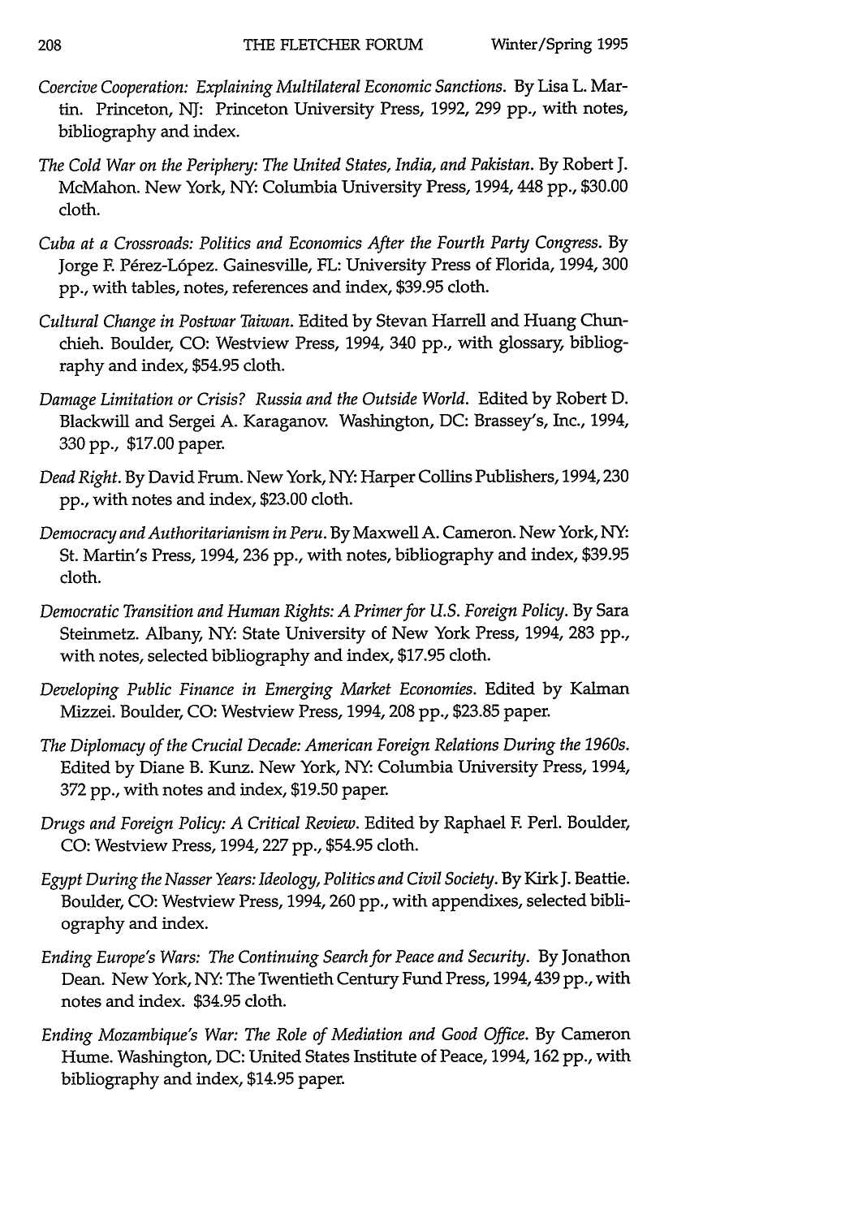*Coercive Cooperation: Explaining Multilateral Economic Sanctions.* By Lisa L. Martin. Princeton, NJ: Princeton University Press, 1992, 299 pp., with notes, bibliography and index.

*The Cold War on the Periphery: The United States, India, and Pakistan.* By Robert J. McMahon. New York, NY: Columbia University Press, 1994, 448 pp., $30.00 cloth.

*Cuba at a Crossroads: Politics and Economics After the Fourth Party Congress.* By Jorge F. Pérez-López. Gainesville, FL: University Press of Florida, 1994, 300 pp., with tables, notes, references and index, $39.95 cloth.

*Cultural Change in Postwar Taiwan.* Edited by Stevan Harrell and Huang Chun-chieh. Boulder, CO: Westview Press, 1994, 340 pp., with glossary, bibliography and index, $54.95 cloth.

*Damage Limitation or Crisis? Russia and the Outside World.* Edited by Robert D. Blackwill and Sergei A. Karaganov. Washington, DC: Brassey's, Inc., 1994, 330 pp., $17.00 paper.

*Dead Right.* By David Frum. New York, NY: Harper Collins Publishers, 1994, 230 pp., with notes and index, $23.00 cloth.

*Democracy and Authoritarianism in Peru.* By Maxwell A. Cameron. New York, NY: St. Martin's Press, 1994, 236 pp., with notes, bibliography and index, $39.95 cloth.

*Democratic Transition and Human Rights: A Primer for U.S. Foreign Policy.* By Sara Steinmetz. Albany, NY: State University of New York Press, 1994, 283 pp., with notes, selected bibliography and index, $17.95 cloth.

*Developing Public Finance in Emerging Market Economies.* Edited by Kalman Mizzei. Boulder, CO: Westview Press, 1994, 208 pp., $23.85 paper.

*The Diplomacy of the Crucial Decade: American Foreign Relations During the 1960s.* Edited by Diane B. Kunz. New York, NY: Columbia University Press, 1994, 372 pp., with notes and index, $19.50 paper.

*Drugs and Foreign Policy: A Critical Review.* Edited by Raphael F. Perl. Boulder, CO: Westview Press, 1994, 227 pp., $54.95 cloth.

*Egypt During the Nasser Years: Ideology, Politics and Civil Society.* By Kirk J. Beattie. Boulder, CO: Westview Press, 1994, 260 pp., with appendixes, selected bibliography and index.

*Ending Europe's Wars: The Continuing Search for Peace and Security.* By Jonathon Dean. New York, NY: The Twentieth Century Fund Press, 1994, 439 pp., with notes and index. $34.95 cloth.

*Ending Mozambique's War: The Role of Mediation and Good Office.* By Cameron Hume. Washington, DC: United States Institute of Peace, 1994, 162 pp., with bibliography and index, $14.95 paper.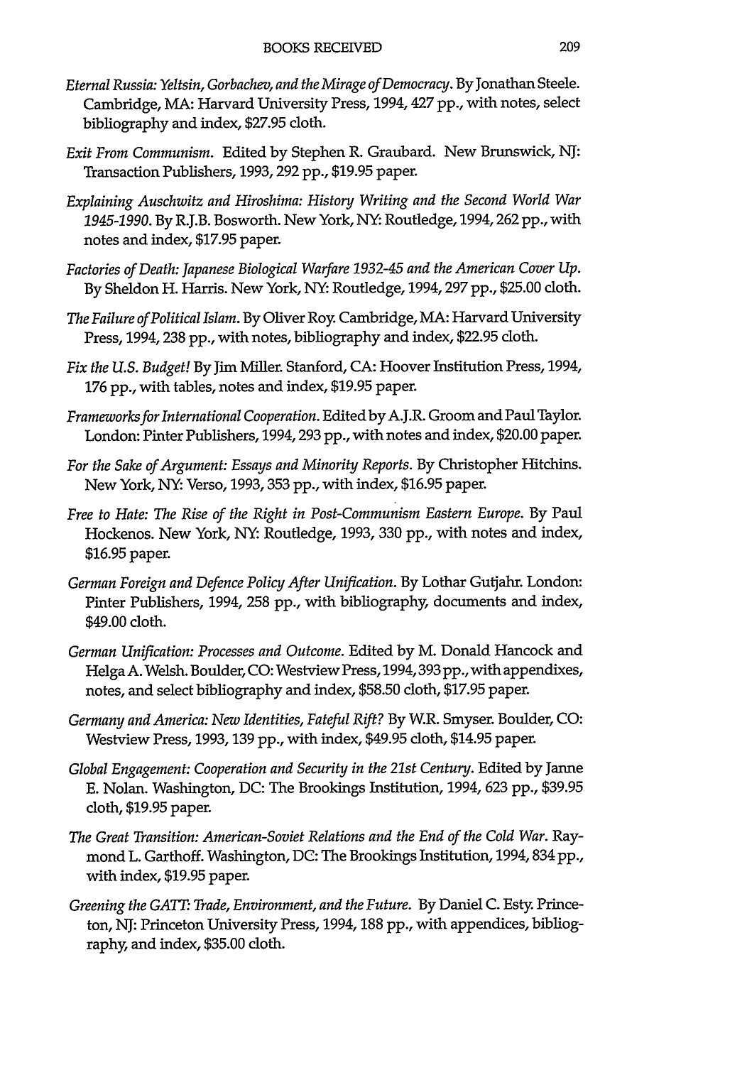*Eternal Russia: Yeltsin, Gorbachev, and the Mirage of Democracy*. By Jonathan Steele. Cambridge, MA: Harvard University Press, 1994, 427 pp., with notes, select bibliography and index, $27.95 cloth.

*Exit From Communism*. Edited by Stephen R. Graubard. New Brunswick, NJ: Transaction Publishers, 1993, 292 pp., $19.95 paper.

*Explaining Auschwitz and Hiroshima: History Writing and the Second World War 1945-1990*. By R.J.B. Bosworth. New York, NY: Routledge, 1994, 262 pp., with notes and index, $17.95 paper.

*Factories of Death: Japanese Biological Warfare 1932-45 and the American Cover Up*. By Sheldon H. Harris. New York, NY: Routledge, 1994, 297 pp., $25.00 cloth.

*The Failure of Political Islam*. By Oliver Roy. Cambridge, MA: Harvard University Press, 1994, 238 pp., with notes, bibliography and index, $22.95 cloth.

*Fix the U.S. Budget!* By Jim Miller. Stanford, CA: Hoover Institution Press, 1994, 176 pp., with tables, notes and index, $19.95 paper.

*Frameworks for International Cooperation*. Edited by A.J.R. Groom and Paul Taylor. London: Pinter Publishers, 1994, 293 pp., with notes and index, $20.00 paper.

*For the Sake of Argument: Essays and Minority Reports*. By Christopher Hitchins. New York, NY: Verso, 1993, 353 pp., with index, $16.95 paper.

*Free to Hate: The Rise of the Right in Post-Communism Eastern Europe*. By Paul Hockenos. New York, NY: Routledge, 1993, 330 pp., with notes and index, $16.95 paper.

*German Foreign and Defence Policy After Unification*. By Lothar Gutjahr. London: Pinter Publishers, 1994, 258 pp., with bibliography, documents and index, $49.00 cloth.

*German Unification: Processes and Outcome*. Edited by M. Donald Hancock and Helga A. Welsh. Boulder, CO: Westview Press, 1994, 393 pp., with appendixes, notes, and select bibliography and index, $58.50 cloth, $17.95 paper.

*Germany and America: New Identities, Fateful Rift?* By W.R. Smyser. Boulder, CO: Westview Press, 1993, 139 pp., with index, $49.95 cloth, $14.95 paper.

*Global Engagement: Cooperation and Security in the 21st Century*. Edited by Janne E. Nolan. Washington, DC: The Brookings Institution, 1994, 623 pp., $39.95 cloth, $19.95 paper.

*The Great Transition: American-Soviet Relations and the End of the Cold War*. Raymond L. Garthoff. Washington, DC: The Brookings Institution, 1994, 834 pp., with index, $19.95 paper.

*Greening the GATT: Trade, Environment, and the Future*. By Daniel C. Esty. Princeton, NJ: Princeton University Press, 1994, 188 pp., with appendices, bibliography, and index, $35.00 cloth.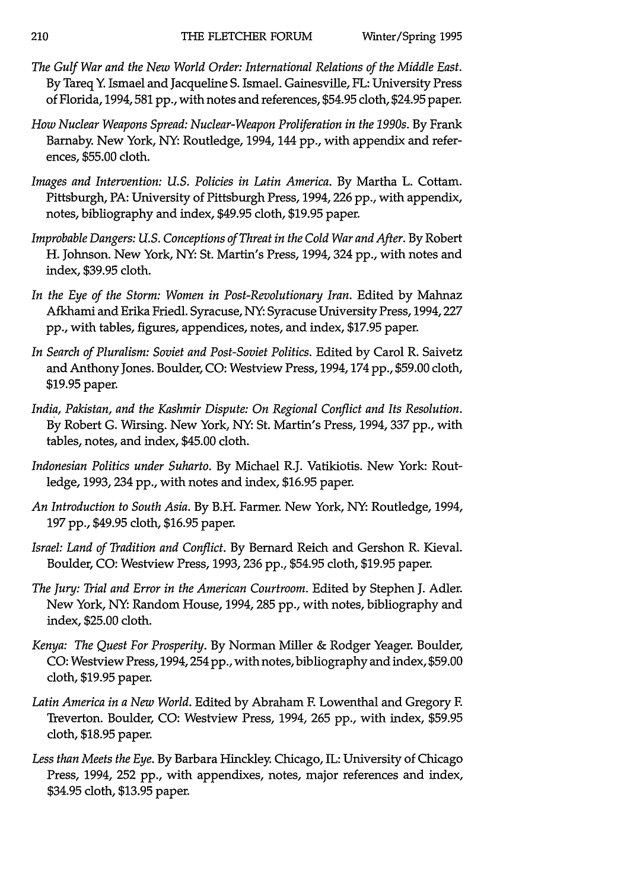*The Gulf War and the New World Order: International Relations of the Middle East*. By Tareq Y. Ismael and Jacqueline S. Ismael. Gainesville, FL: University Press of Florida, 1994, 581 pp., with notes and references, $54.95 cloth, $24.95 paper.

*How Nuclear Weapons Spread: Nuclear-Weapon Proliferation in the 1990s*. By Frank Barnaby. New York, NY: Routledge, 1994, 144 pp., with appendix and references, $55.00 cloth.

*Images and Intervention: U.S. Policies in Latin America*. By Martha L. Cottam. Pittsburgh, PA: University of Pittsburgh Press, 1994, 226 pp., with appendix, notes, bibliography and index, $49.95 cloth, $19.95 paper.

*Improbable Dangers: U.S. Conceptions of Threat in the Cold War and After*. By Robert H. Johnson. New York, NY: St. Martin's Press, 1994, 324 pp., with notes and index, $39.95 cloth.

*In the Eye of the Storm: Women in Post-Revolutionary Iran*. Edited by Mahnaz Afkhami and Erika Friedl. Syracuse, NY: Syracuse University Press, 1994, 227 pp., with tables, figures, appendices, notes, and index, $17.95 paper.

*In Search of Pluralism: Soviet and Post-Soviet Politics*. Edited by Carol R. Saivetz and Anthony Jones. Boulder, CO: Westview Press, 1994, 174 pp., $59.00 cloth, $19.95 paper.

*India, Pakistan, and the Kashmir Dispute: On Regional Conflict and Its Resolution*. By Robert G. Wirsing. New York, NY: St. Martin's Press, 1994, 337 pp., with tables, notes, and index, $45.00 cloth.

*Indonesian Politics under Suharto*. By Michael R.J. Vatikiotis. New York: Routledge, 1993, 234 pp., with notes and index, $16.95 paper.

*An Introduction to South Asia*. By B.H. Farmer. New York, NY: Routledge, 1994, 197 pp., $49.95 cloth, $16.95 paper.

*Israel: Land of Tradition and Conflict*. By Bernard Reich and Gershon R. Kieval. Boulder, CO: Westview Press, 1993, 236 pp., $54.95 cloth, $19.95 paper.

*The Jury: Trial and Error in the American Courtroom*. Edited by Stephen J. Adler. New York, NY: Random House, 1994, 285 pp., with notes, bibliography and index, $25.00 cloth.

*Kenya: The Quest For Prosperity*. By Norman Miller & Rodger Yeager. Boulder, CO: Westview Press, 1994, 254 pp., with notes, bibliography and index, $59.00 cloth, $19.95 paper.

*Latin America in a New World*. Edited by Abraham F. Lowenthal and Gregory F. Treverton. Boulder, CO: Westview Press, 1994, 265 pp., with index, $59.95 cloth, $18.95 paper.

*Less than Meets the Eye*. By Barbara Hinckley. Chicago, IL: University of Chicago Press, 1994, 252 pp., with appendixes, notes, major references and index, $34.95 cloth, $13.95 paper.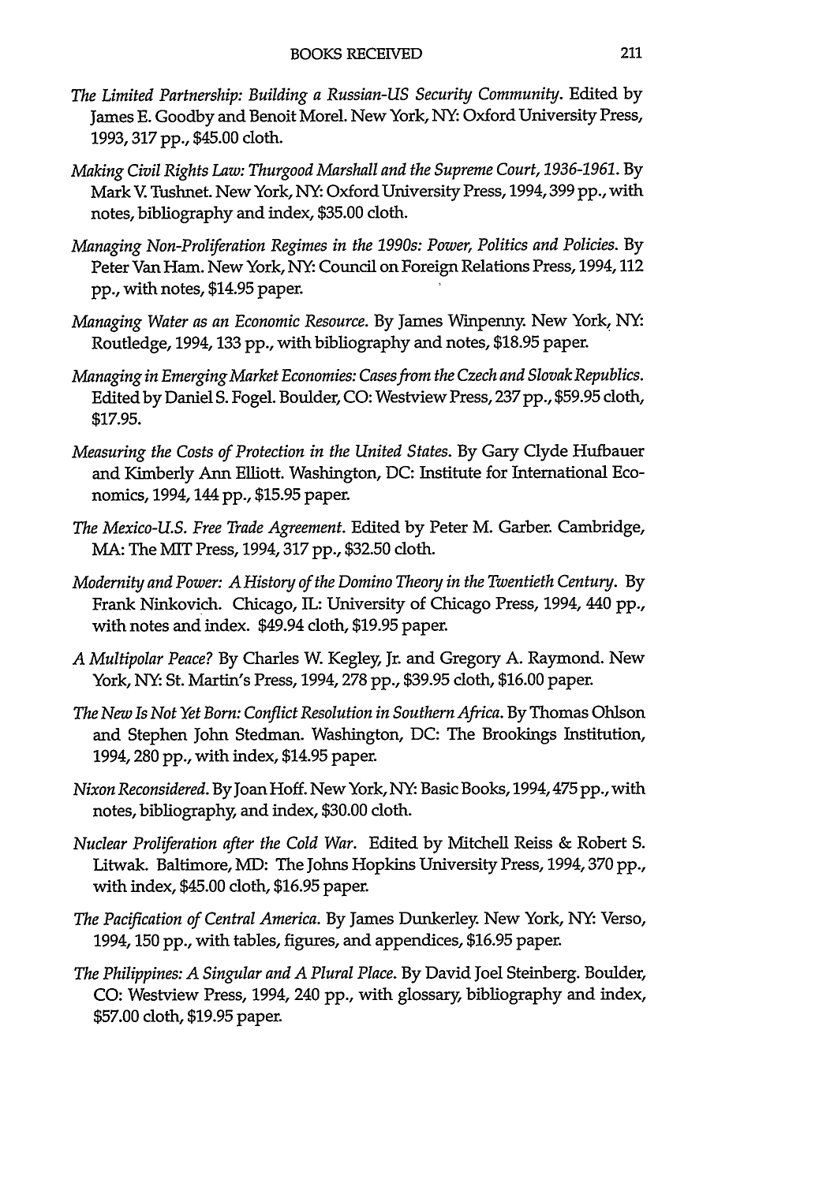*The Limited Partnership: Building a Russian-US Security Community*. Edited by James E. Goodby and Benoit Morel. New York, NY: Oxford University Press, 1993, 317 pp., $45.00 cloth.

*Making Civil Rights Law: Thurgood Marshall and the Supreme Court, 1936-1961*. By Mark V. Tushnet. New York, NY: Oxford University Press, 1994, 399 pp., with notes, bibliography and index, $35.00 cloth.

*Managing Non-Proliferation Regimes in the 1990s: Power, Politics and Policies*. By Peter Van Ham. New York, NY: Council on Foreign Relations Press, 1994, 112 pp., with notes, $14.95 paper.

*Managing Water as an Economic Resource*. By James Winpenny. New York, NY: Routledge, 1994, 133 pp., with bibliography and notes, $18.95 paper.

*Managing in Emerging Market Economies: Cases from the Czech and Slovak Republics*. Edited by Daniel S. Fogel. Boulder, CO: Westview Press, 237 pp., $59.95 cloth, $17.95.

*Measuring the Costs of Protection in the United States*. By Gary Clyde Hufbauer and Kimberly Ann Elliott. Washington, DC: Institute for International Economics, 1994, 144 pp., $15.95 paper.

*The Mexico-U.S. Free Trade Agreement*. Edited by Peter M. Garber. Cambridge, MA: The MIT Press, 1994, 317 pp., $32.50 cloth.

*Modernity and Power: A History of the Domino Theory in the Twentieth Century*. By Frank Ninkovich. Chicago, IL: University of Chicago Press, 1994, 440 pp., with notes and index. $49.94 cloth, $19.95 paper.

*A Multipolar Peace?* By Charles W. Kegley, Jr. and Gregory A. Raymond. New York, NY: St. Martin's Press, 1994, 278 pp., $39.95 cloth, $16.00 paper.

*The New Is Not Yet Born: Conflict Resolution in Southern Africa*. By Thomas Ohlson and Stephen John Stedman. Washington, DC: The Brookings Institution, 1994, 280 pp., with index, $14.95 paper.

*Nixon Reconsidered*. By Joan Hoff. New York, NY: Basic Books, 1994, 475 pp., with notes, bibliography, and index, $30.00 cloth.

*Nuclear Proliferation after the Cold War*. Edited by Mitchell Reiss & Robert S. Litwak. Baltimore, MD: The Johns Hopkins University Press, 1994, 370 pp., with index, $45.00 cloth, $16.95 paper.

*The Pacification of Central America*. By James Dunkerley. New York, NY: Verso, 1994, 150 pp., with tables, figures, and appendices, $16.95 paper.

*The Philippines: A Singular and A Plural Place*. By David Joel Steinberg. Boulder, CO: Westview Press, 1994, 240 pp., with glossary, bibliography and index, $57.00 cloth, $19.95 paper.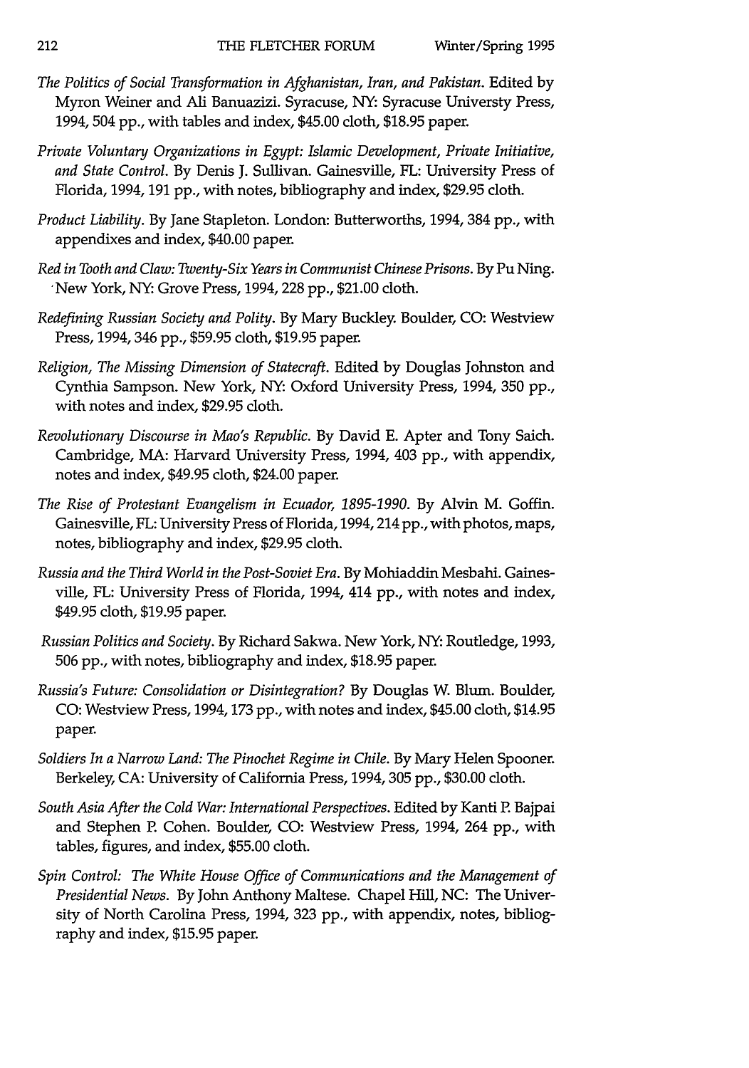*The Politics of Social Transformation in Afghanistan, Iran, and Pakistan*. Edited by Myron Weiner and Ali Banuazizi. Syracuse, NY: Syracuse Universty Press, 1994, 504 pp., with tables and index, $45.00 cloth, $18.95 paper.

*Private Voluntary Organizations in Egypt: Islamic Development, Private Initiative, and State Control*. By Denis J. Sullivan. Gainesville, FL: University Press of Florida, 1994, 191 pp., with notes, bibliography and index, $29.95 cloth.

*Product Liability*. By Jane Stapleton. London: Butterworths, 1994, 384 pp., with appendixes and index, $40.00 paper.

*Red in Tooth and Claw: Twenty-Six Years in Communist Chinese Prisons*. By Pu Ning. New York, NY: Grove Press, 1994, 228 pp., $21.00 cloth.

*Redefining Russian Society and Polity*. By Mary Buckley. Boulder, CO: Westview Press, 1994, 346 pp., $59.95 cloth, $19.95 paper.

*Religion, The Missing Dimension of Statecraft*. Edited by Douglas Johnston and Cynthia Sampson. New York, NY: Oxford University Press, 1994, 350 pp., with notes and index, $29.95 cloth.

*Revolutionary Discourse in Mao's Republic*. By David E. Apter and Tony Saich. Cambridge, MA: Harvard University Press, 1994, 403 pp., with appendix, notes and index, $49.95 cloth, $24.00 paper.

*The Rise of Protestant Evangelism in Ecuador, 1895-1990*. By Alvin M. Goffin. Gainesville, FL: University Press of Florida, 1994, 214 pp., with photos, maps, notes, bibliography and index, $29.95 cloth.

*Russia and the Third World in the Post-Soviet Era*. By Mohiaddin Mesbahi. Gainesville, FL: University Press of Florida, 1994, 414 pp., with notes and index, $49.95 cloth, $19.95 paper.

*Russian Politics and Society*. By Richard Sakwa. New York, NY: Routledge, 1993, 506 pp., with notes, bibliography and index, $18.95 paper.

*Russia's Future: Consolidation or Disintegration?* By Douglas W. Blum. Boulder, CO: Westview Press, 1994, 173 pp., with notes and index, $45.00 cloth, $14.95 paper.

*Soldiers In a Narrow Land: The Pinochet Regime in Chile*. By Mary Helen Spooner. Berkeley, CA: University of California Press, 1994, 305 pp., $30.00 cloth.

*South Asia After the Cold War: International Perspectives*. Edited by Kanti P. Bajpai and Stephen P. Cohen. Boulder, CO: Westview Press, 1994, 264 pp., with tables, figures, and index, $55.00 cloth.

*Spin Control: The White House Office of Communications and the Management of Presidential News*. By John Anthony Maltese. Chapel Hill, NC: The University of North Carolina Press, 1994, 323 pp., with appendix, notes, bibliography and index, $15.95 paper.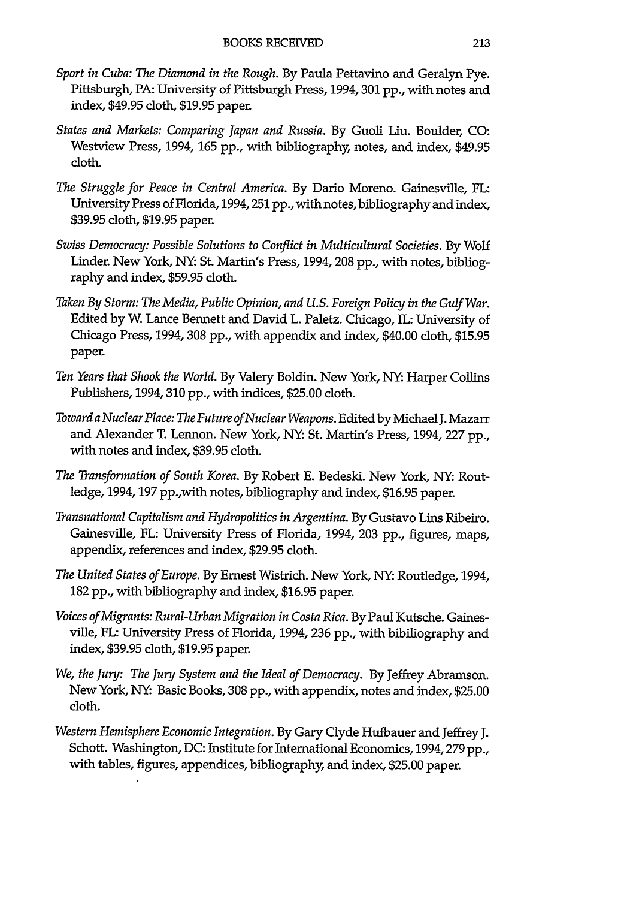*Sport in Cuba: The Diamond in the Rough.* By Paula Pettavino and Geralyn Pye. Pittsburgh, PA: University of Pittsburgh Press, 1994, 301 pp., with notes and index, $49.95 cloth, $19.95 paper.

*States and Markets: Comparing Japan and Russia.* By Guoli Liu. Boulder, CO: Westview Press, 1994, 165 pp., with bibliography, notes, and index, $49.95 cloth.

*The Struggle for Peace in Central America.* By Dario Moreno. Gainesville, FL: University Press of Florida, 1994, 251 pp., with notes, bibliography and index, $39.95 cloth, $19.95 paper.

*Swiss Democracy: Possible Solutions to Conflict in Multicultural Societies.* By Wolf Linder. New York, NY: St. Martin's Press, 1994, 208 pp., with notes, bibliography and index, $59.95 cloth.

*Taken By Storm: The Media, Public Opinion, and U.S. Foreign Policy in the Gulf War.* Edited by W. Lance Bennett and David L. Paletz. Chicago, IL: University of Chicago Press, 1994, 308 pp., with appendix and index, $40.00 cloth, $15.95 paper.

*Ten Years that Shook the World.* By Valery Boldin. New York, NY: Harper Collins Publishers, 1994, 310 pp., with indices, $25.00 cloth.

*Toward a Nuclear Place: The Future of Nuclear Weapons.* Edited by Michael J. Mazarr and Alexander T. Lennon. New York, NY: St. Martin's Press, 1994, 227 pp., with notes and index, $39.95 cloth.

*The Transformation of South Korea.* By Robert E. Bedeski. New York, NY: Routledge, 1994, 197 pp.,with notes, bibliography and index, $16.95 paper.

*Transnational Capitalism and Hydropolitics in Argentina.* By Gustavo Lins Ribeiro. Gainesville, FL: University Press of Florida, 1994, 203 pp., figures, maps, appendix, references and index, $29.95 cloth.

*The United States of Europe.* By Ernest Wistrich. New York, NY: Routledge, 1994, 182 pp., with bibliography and index, $16.95 paper.

*Voices of Migrants: Rural-Urban Migration in Costa Rica.* By Paul Kutsche. Gainesville, FL: University Press of Florida, 1994, 236 pp., with bibiliography and index, $39.95 cloth, $19.95 paper.

*We, the Jury: The Jury System and the Ideal of Democracy.* By Jeffrey Abramson. New York, NY: Basic Books, 308 pp., with appendix, notes and index, $25.00 cloth.

*Western Hemisphere Economic Integration.* By Gary Clyde Hufbauer and Jeffrey J. Schott. Washington, DC: Institute for International Economics, 1994, 279 pp., with tables, figures, appendices, bibliography, and index, $25.00 paper.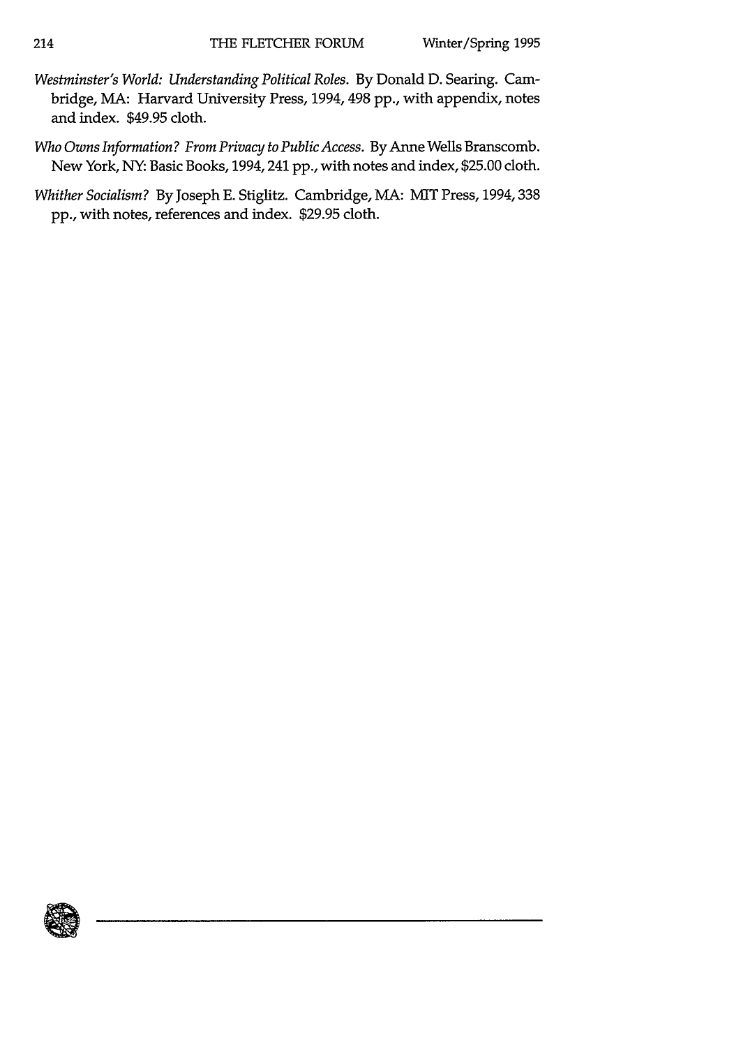*Westminster's World: Understanding Political Roles.* By Donald D. Searing. Cambridge, MA: Harvard University Press, 1994, 498 pp., with appendix, notes and index. $49.95 cloth.

*Who Owns Information? From Privacy to Public Access.* By Anne Wells Branscomb. New York, NY: Basic Books, 1994, 241 pp., with notes and index, $25.00 cloth.

*Whither Socialism?* By Joseph E. Stiglitz. Cambridge, MA: MIT Press, 1994, 338 pp., with notes, references and index. $29.95 cloth.